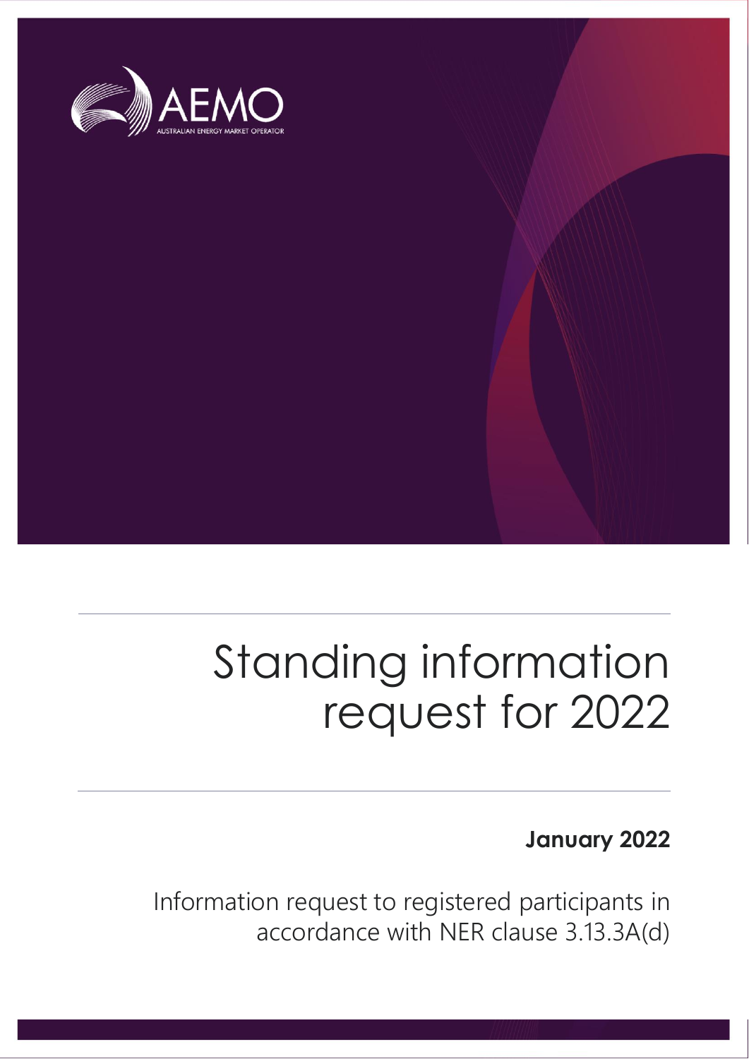AEMO

AUSTRALIAN ENERGY MARKET OPERATOR

# Standing information request for 2022

**January 2022**

Information request to registered participants in accordance with NER clause 3.13.3A(d)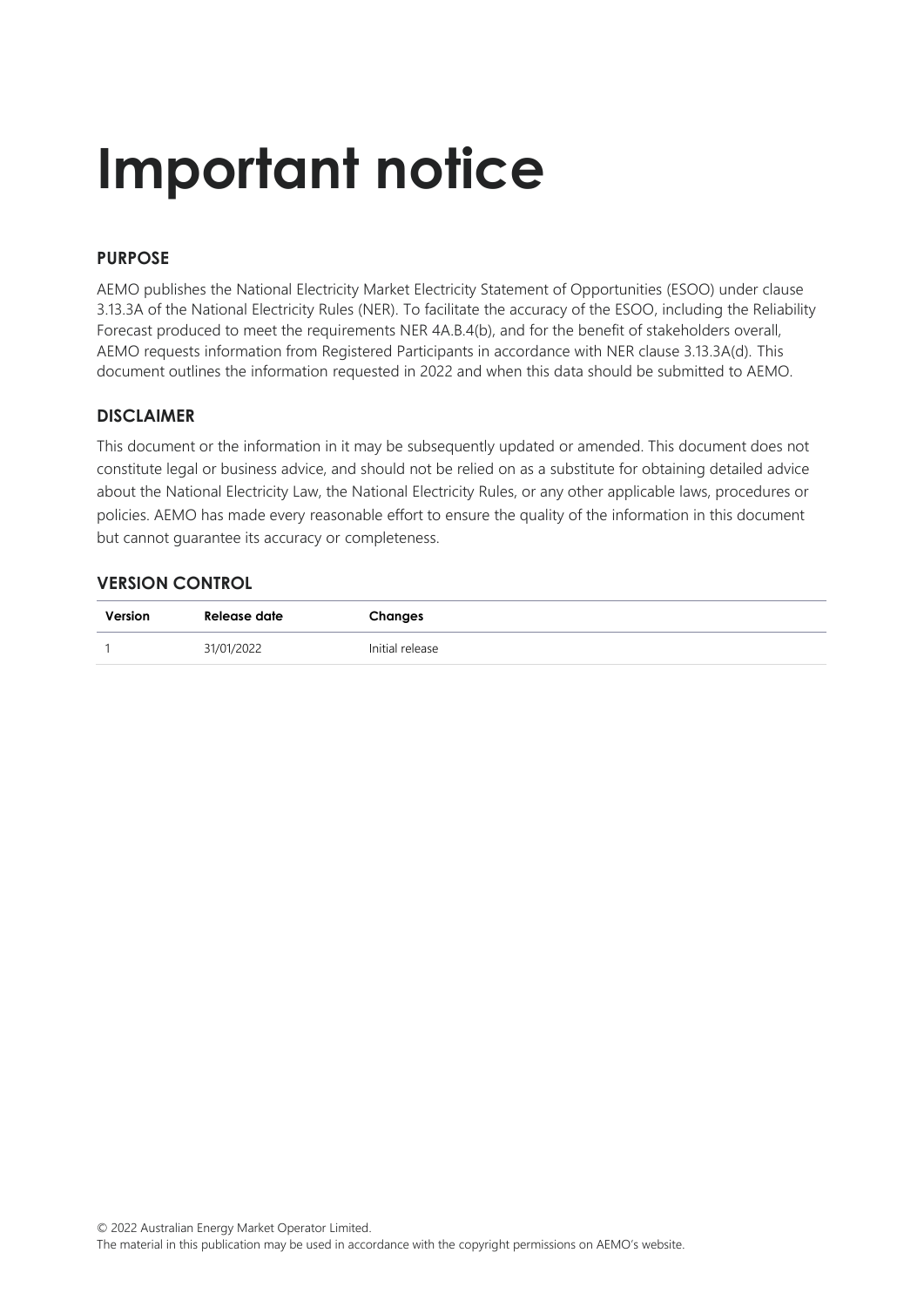# Important notice

## PURPOSE

AEMO publishes the National Electricity Market Electricity Statement of Opportunities (ESOO) under clause 3.13.3A of the National Electricity Rules (NER). To facilitate the accuracy of the ESOO, including the Reliability Forecast produced to meet the requirements NER 4A.B.4(b), and for the benefit of stakeholders overall, AEMO requests information from Registered Participants in accordance with NER clause 3.13.3A(d). This document outlines the information requested in 2022 and when this data should be submitted to AEMO.

## DISCLAIMER

This document or the information in it may be subsequently updated or amended. This document does not constitute legal or business advice, and should not be relied on as a substitute for obtaining detailed advice about the National Electricity Law, the National Electricity Rules, or any other applicable laws, procedures or policies. AEMO has made every reasonable effort to ensure the quality of the information in this document but cannot guarantee its accuracy or completeness.

## VERSION CONTROL

| Version | Release date | Changes |
| --- | --- | --- |
| 1 | 31/01/2022 | Initial release |

© 2022 Australian Energy Market Operator Limited.
The material in this publication may be used in accordance with the copyright permissions on AEMO's website.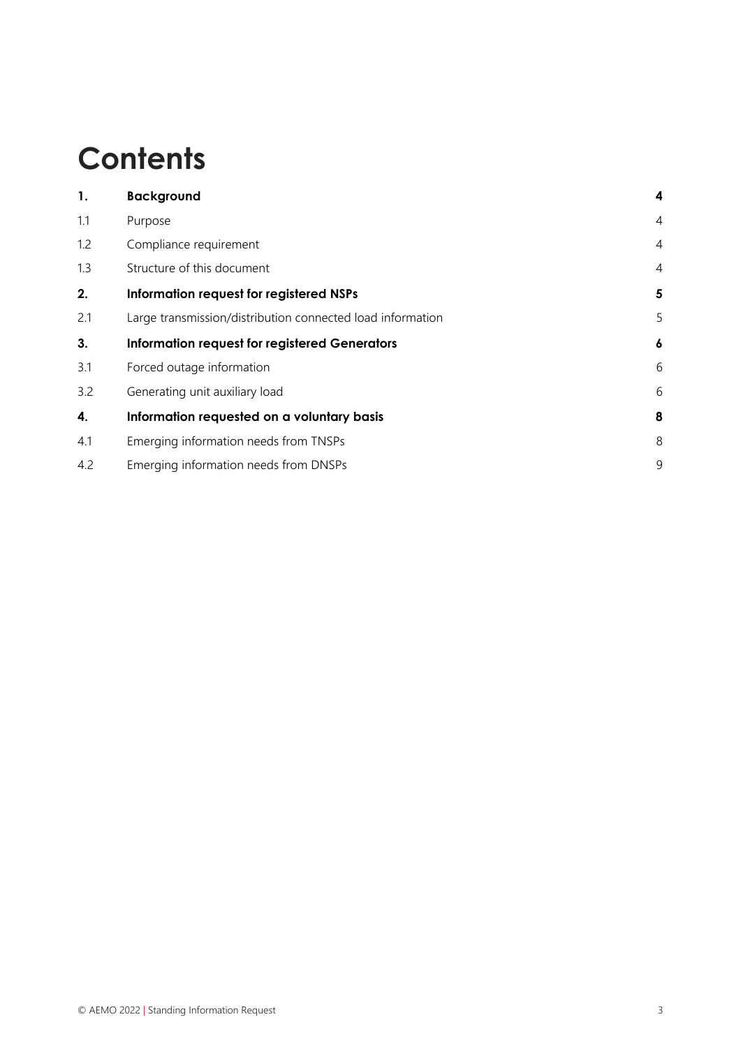# Contents

| | | |
|---|---|---|
| **1.** | **Background** | **4** |
| 1.1 | Purpose | 4 |
| 1.2 | Compliance requirement | 4 |
| 1.3 | Structure of this document | 4 |
| **2.** | **Information request for registered NSPs** | **5** |
| 2.1 | Large transmission/distribution connected load information | 5 |
| **3.** | **Information request for registered Generators** | **6** |
| 3.1 | Forced outage information | 6 |
| 3.2 | Generating unit auxiliary load | 6 |
| **4.** | **Information requested on a voluntary basis** | **8** |
| 4.1 | Emerging information needs from TNSPs | 8 |
| 4.2 | Emerging information needs from DNSPs | 9 |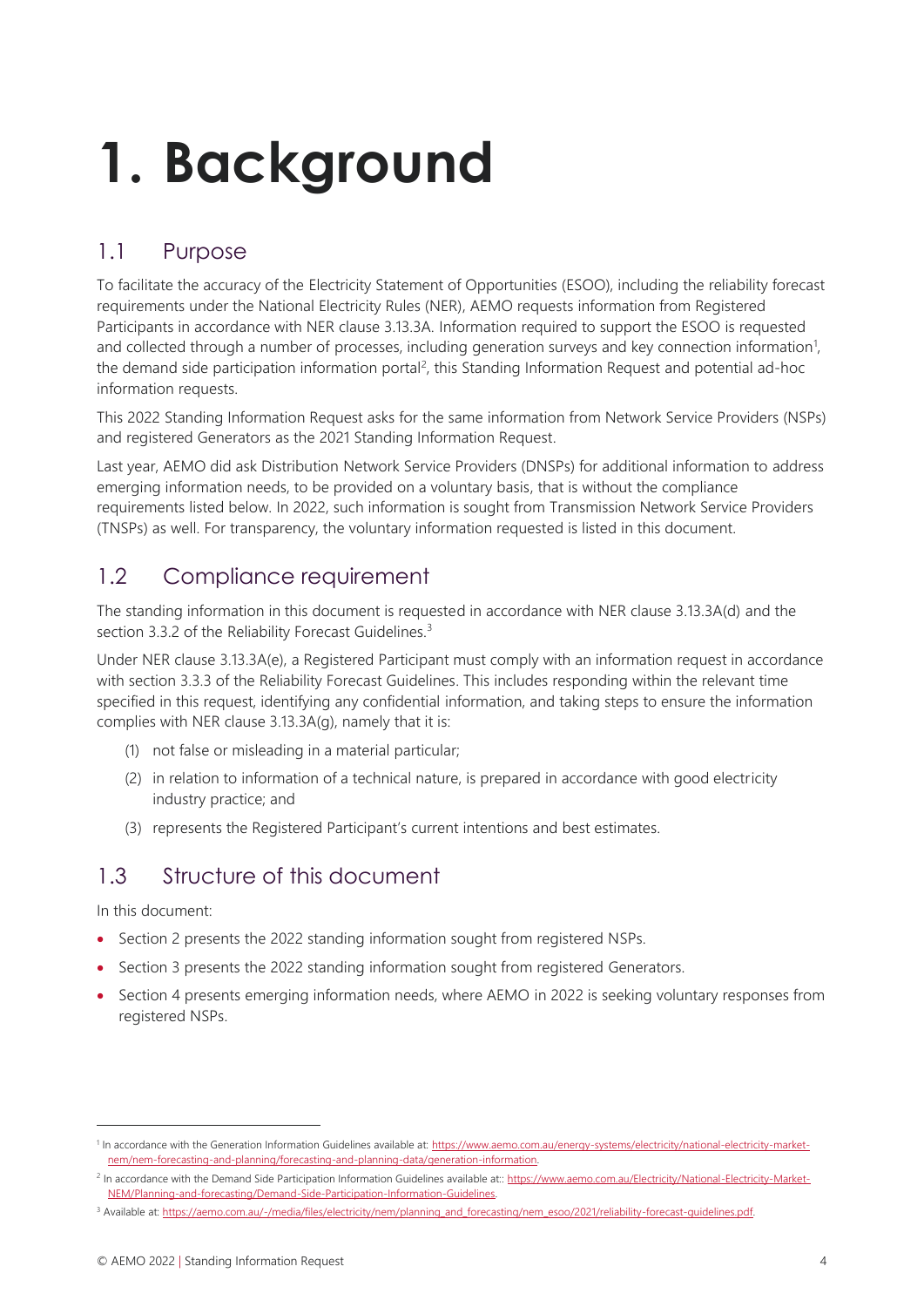# 1. Background

## 1.1 Purpose

To facilitate the accuracy of the Electricity Statement of Opportunities (ESOO), including the reliability forecast requirements under the National Electricity Rules (NER), AEMO requests information from Registered Participants in accordance with NER clause 3.13.3A. Information required to support the ESOO is requested and collected through a number of processes, including generation surveys and key connection information[1], the demand side participation information portal[2], this Standing Information Request and potential ad-hoc information requests.

This 2022 Standing Information Request asks for the same information from Network Service Providers (NSPs) and registered Generators as the 2021 Standing Information Request.

Last year, AEMO did ask Distribution Network Service Providers (DNSPs) for additional information to address emerging information needs, to be provided on a voluntary basis, that is without the compliance requirements listed below. In 2022, such information is sought from Transmission Network Service Providers (TNSPs) as well. For transparency, the voluntary information requested is listed in this document.

## 1.2 Compliance requirement

The standing information in this document is requested in accordance with NER clause 3.13.3A(d) and the section 3.3.2 of the Reliability Forecast Guidelines.[3]

Under NER clause 3.13.3A(e), a Registered Participant must comply with an information request in accordance with section 3.3.3 of the Reliability Forecast Guidelines. This includes responding within the relevant time specified in this request, identifying any confidential information, and taking steps to ensure the information complies with NER clause 3.13.3A(g), namely that it is:

(1) not false or misleading in a material particular;

(2) in relation to information of a technical nature, is prepared in accordance with good electricity industry practice; and

(3) represents the Registered Participant's current intentions and best estimates.

## 1.3 Structure of this document

In this document:

- Section 2 presents the 2022 standing information sought from registered NSPs.
- Section 3 presents the 2022 standing information sought from registered Generators.
- Section 4 presents emerging information needs, where AEMO in 2022 is seeking voluntary responses from registered NSPs.

---

[1] In accordance with the Generation Information Guidelines available at: https://www.aemo.com.au/energy-systems/electricity/national-electricity-market-nem/nem-forecasting-and-planning/forecasting-and-planning-data/generation-information.

[2] In accordance with the Demand Side Participation Information Guidelines available at:: https://www.aemo.com.au/Electricity/National-Electricity-Market-NEM/Planning-and-forecasting/Demand-Side-Participation-Information-Guidelines.

[3] Available at: https://aemo.com.au/-/media/files/electricity/nem/planning_and_forecasting/nem_esoo/2021/reliability-forecast-guidelines.pdf.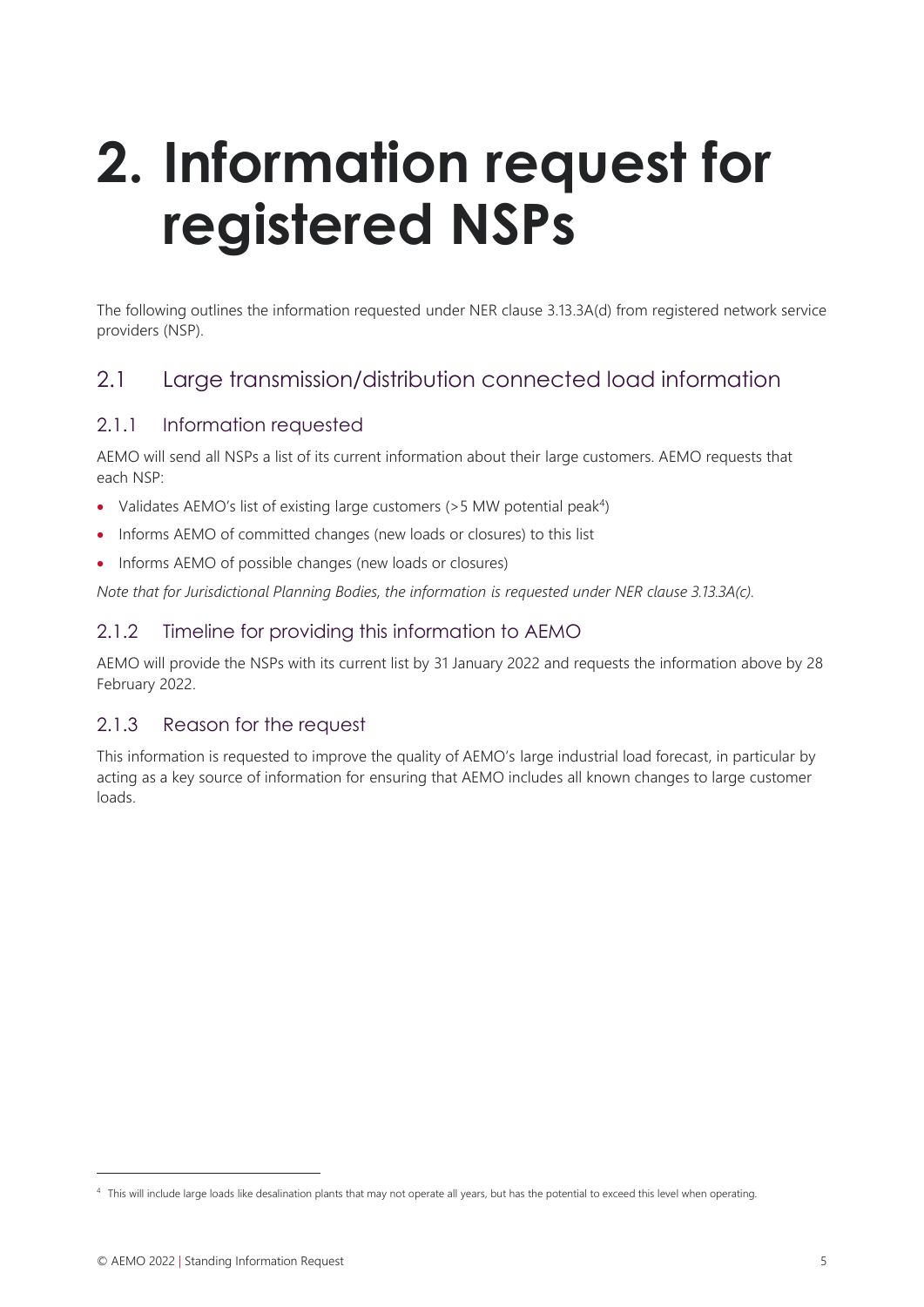# 2. Information request for registered NSPs

The following outlines the information requested under NER clause 3.13.3A(d) from registered network service providers (NSP).

## 2.1 Large transmission/distribution connected load information

### 2.1.1 Information requested

AEMO will send all NSPs a list of its current information about their large customers. AEMO requests that each NSP:

- Validates AEMO's list of existing large customers (>5 MW potential peak[4])
- Informs AEMO of committed changes (new loads or closures) to this list
- Informs AEMO of possible changes (new loads or closures)

*Note that for Jurisdictional Planning Bodies, the information is requested under NER clause 3.13.3A(c).*

### 2.1.2 Timeline for providing this information to AEMO

AEMO will provide the NSPs with its current list by 31 January 2022 and requests the information above by 28 February 2022.

### 2.1.3 Reason for the request

This information is requested to improve the quality of AEMO's large industrial load forecast, in particular by acting as a key source of information for ensuring that AEMO includes all known changes to large customer loads.

[4] This will include large loads like desalination plants that may not operate all years, but has the potential to exceed this level when operating.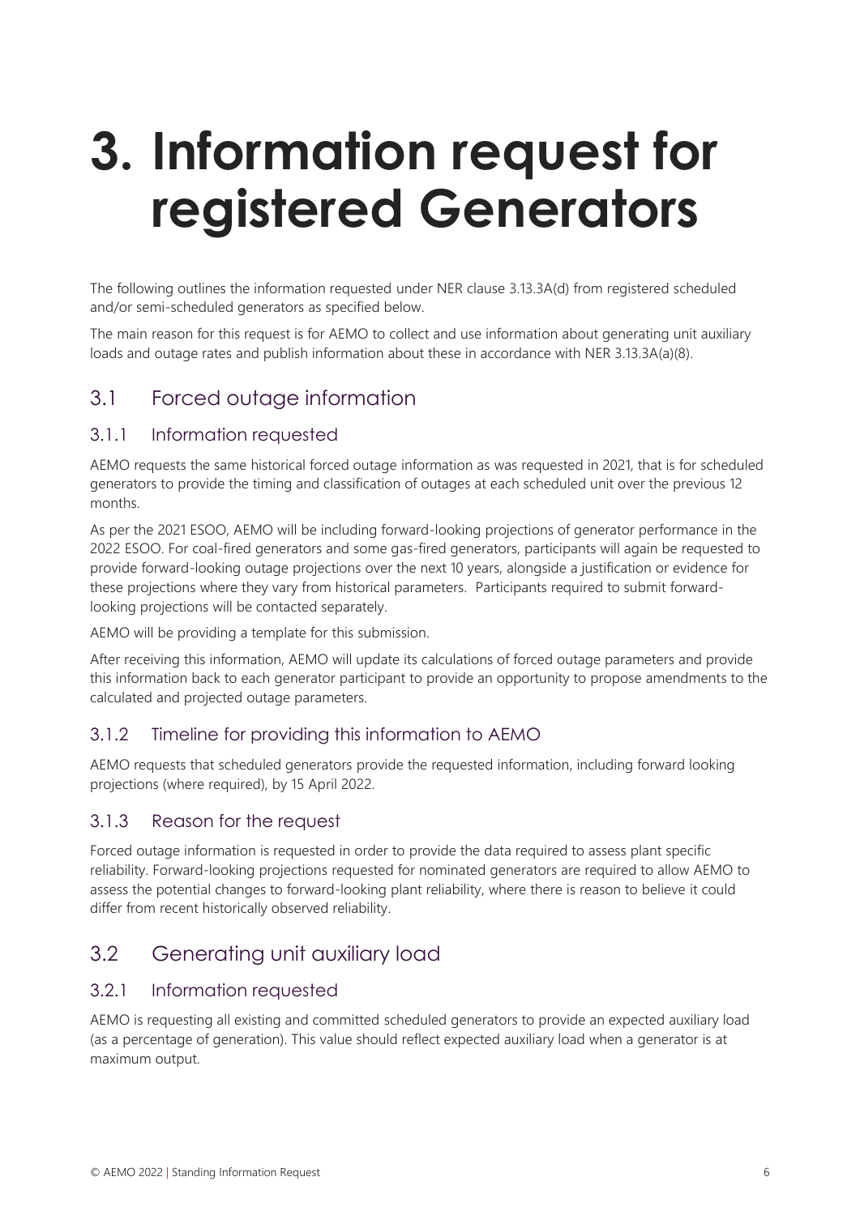# 3. Information request for registered Generators

The following outlines the information requested under NER clause 3.13.3A(d) from registered scheduled and/or semi-scheduled generators as specified below.

The main reason for this request is for AEMO to collect and use information about generating unit auxiliary loads and outage rates and publish information about these in accordance with NER 3.13.3A(a)(8).

## 3.1 Forced outage information

### 3.1.1 Information requested

AEMO requests the same historical forced outage information as was requested in 2021, that is for scheduled generators to provide the timing and classification of outages at each scheduled unit over the previous 12 months.

As per the 2021 ESOO, AEMO will be including forward-looking projections of generator performance in the 2022 ESOO. For coal-fired generators and some gas-fired generators, participants will again be requested to provide forward-looking outage projections over the next 10 years, alongside a justification or evidence for these projections where they vary from historical parameters. Participants required to submit forward-looking projections will be contacted separately.

AEMO will be providing a template for this submission.

After receiving this information, AEMO will update its calculations of forced outage parameters and provide this information back to each generator participant to provide an opportunity to propose amendments to the calculated and projected outage parameters.

### 3.1.2 Timeline for providing this information to AEMO

AEMO requests that scheduled generators provide the requested information, including forward looking projections (where required), by 15 April 2022.

### 3.1.3 Reason for the request

Forced outage information is requested in order to provide the data required to assess plant specific reliability. Forward-looking projections requested for nominated generators are required to allow AEMO to assess the potential changes to forward-looking plant reliability, where there is reason to believe it could differ from recent historically observed reliability.

## 3.2 Generating unit auxiliary load

### 3.2.1 Information requested

AEMO is requesting all existing and committed scheduled generators to provide an expected auxiliary load (as a percentage of generation). This value should reflect expected auxiliary load when a generator is at maximum output.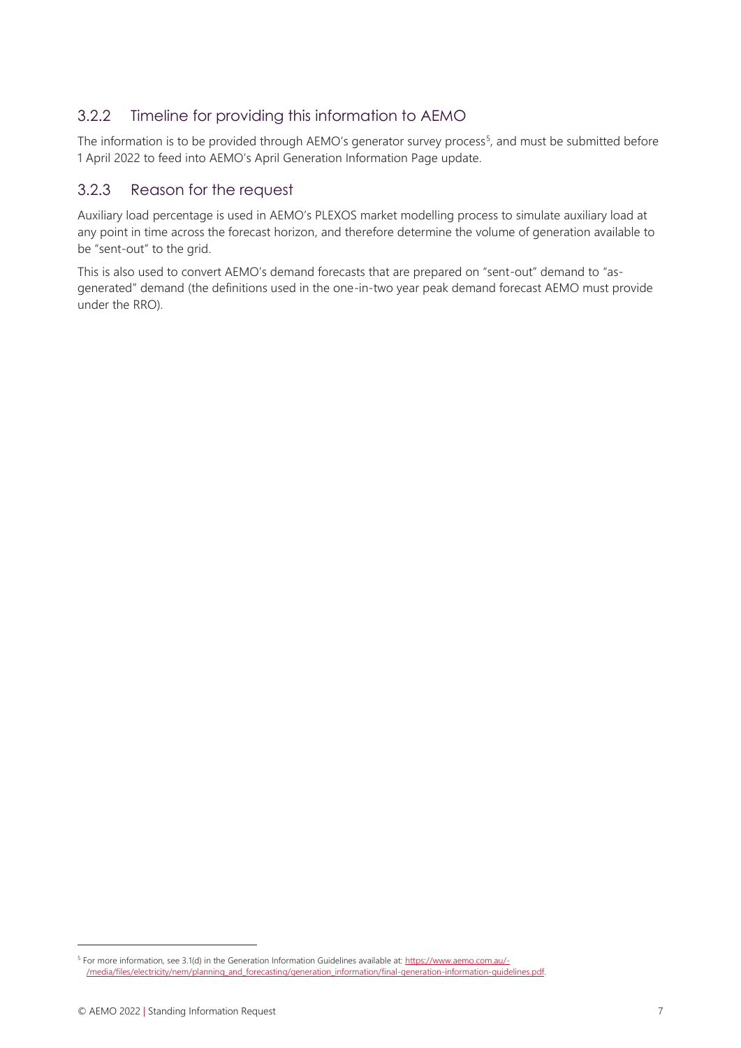### 3.2.2 Timeline for providing this information to AEMO

The information is to be provided through AEMO's generator survey process[5], and must be submitted before 1 April 2022 to feed into AEMO's April Generation Information Page update.

### 3.2.3 Reason for the request

Auxiliary load percentage is used in AEMO's PLEXOS market modelling process to simulate auxiliary load at any point in time across the forecast horizon, and therefore determine the volume of generation available to be "sent-out" to the grid.

This is also used to convert AEMO's demand forecasts that are prepared on "sent-out" demand to "as-generated" demand (the definitions used in the one-in-two year peak demand forecast AEMO must provide under the RRO).

---

[5] For more information, see 3.1(d) in the Generation Information Guidelines available at: https://www.aemo.com.au/-/media/files/electricity/nem/planning_and_forecasting/generation_information/final-generation-information-guidelines.pdf.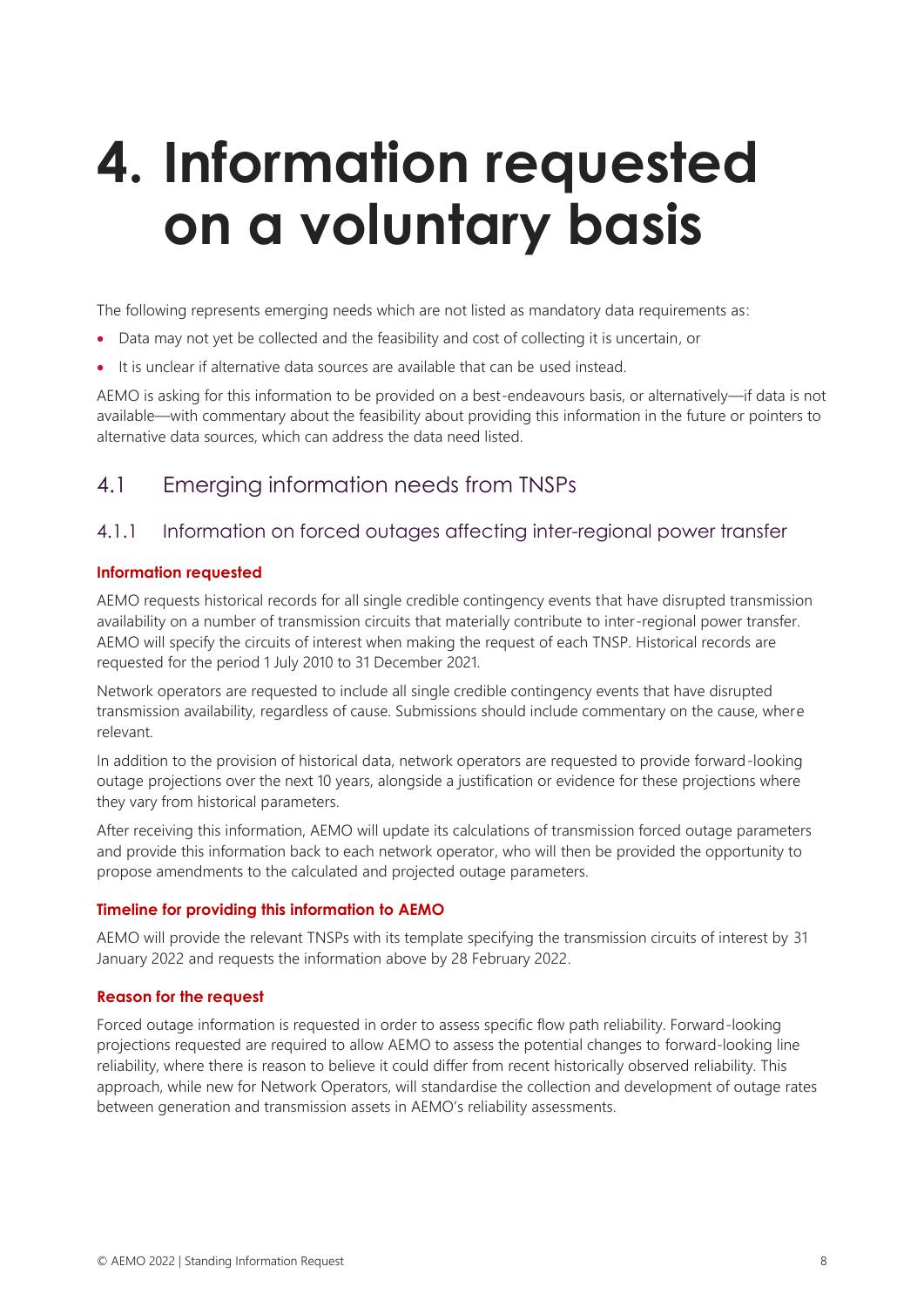# 4. Information requested on a voluntary basis

The following represents emerging needs which are not listed as mandatory data requirements as:

- Data may not yet be collected and the feasibility and cost of collecting it is uncertain, or
- It is unclear if alternative data sources are available that can be used instead.

AEMO is asking for this information to be provided on a best-endeavours basis, or alternatively—if data is not available—with commentary about the feasibility about providing this information in the future or pointers to alternative data sources, which can address the data need listed.

## 4.1 Emerging information needs from TNSPs

### 4.1.1 Information on forced outages affecting inter-regional power transfer

**Information requested**

AEMO requests historical records for all single credible contingency events that have disrupted transmission availability on a number of transmission circuits that materially contribute to inter-regional power transfer. AEMO will specify the circuits of interest when making the request of each TNSP. Historical records are requested for the period 1 July 2010 to 31 December 2021.

Network operators are requested to include all single credible contingency events that have disrupted transmission availability, regardless of cause. Submissions should include commentary on the cause, where relevant.

In addition to the provision of historical data, network operators are requested to provide forward-looking outage projections over the next 10 years, alongside a justification or evidence for these projections where they vary from historical parameters.

After receiving this information, AEMO will update its calculations of transmission forced outage parameters and provide this information back to each network operator, who will then be provided the opportunity to propose amendments to the calculated and projected outage parameters.

**Timeline for providing this information to AEMO**

AEMO will provide the relevant TNSPs with its template specifying the transmission circuits of interest by 31 January 2022 and requests the information above by 28 February 2022.

**Reason for the request**

Forced outage information is requested in order to assess specific flow path reliability. Forward-looking projections requested are required to allow AEMO to assess the potential changes to forward-looking line reliability, where there is reason to believe it could differ from recent historically observed reliability. This approach, while new for Network Operators, will standardise the collection and development of outage rates between generation and transmission assets in AEMO's reliability assessments.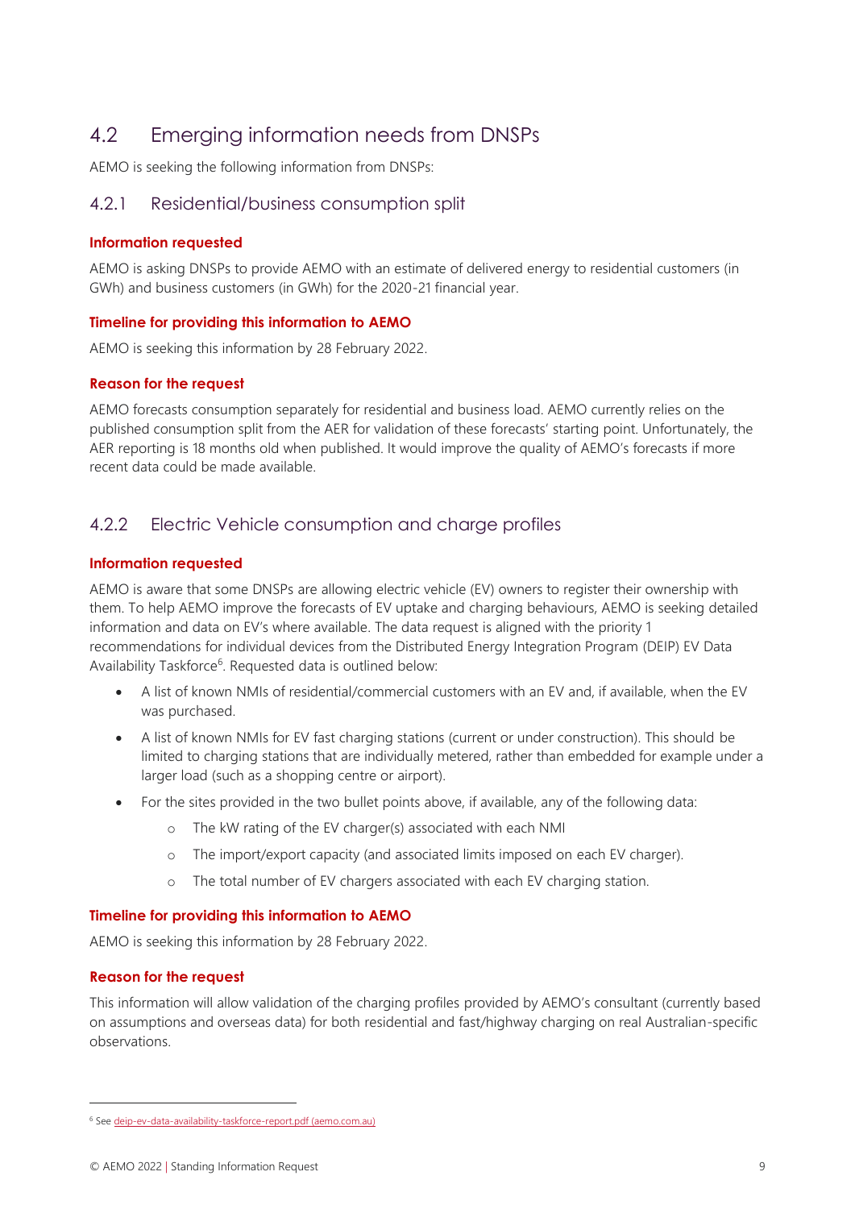## 4.2 Emerging information needs from DNSPs

AEMO is seeking the following information from DNSPs:

### 4.2.1 Residential/business consumption split

**Information requested**

AEMO is asking DNSPs to provide AEMO with an estimate of delivered energy to residential customers (in GWh) and business customers (in GWh) for the 2020-21 financial year.

**Timeline for providing this information to AEMO**

AEMO is seeking this information by 28 February 2022.

**Reason for the request**

AEMO forecasts consumption separately for residential and business load. AEMO currently relies on the published consumption split from the AER for validation of these forecasts' starting point. Unfortunately, the AER reporting is 18 months old when published. It would improve the quality of AEMO's forecasts if more recent data could be made available.

### 4.2.2 Electric Vehicle consumption and charge profiles

**Information requested**

AEMO is aware that some DNSPs are allowing electric vehicle (EV) owners to register their ownership with them. To help AEMO improve the forecasts of EV uptake and charging behaviours, AEMO is seeking detailed information and data on EV's where available. The data request is aligned with the priority 1 recommendations for individual devices from the Distributed Energy Integration Program (DEIP) EV Data Availability Taskforce[6]. Requested data is outlined below:

- A list of known NMIs of residential/commercial customers with an EV and, if available, when the EV was purchased.
- A list of known NMIs for EV fast charging stations (current or under construction). This should be limited to charging stations that are individually metered, rather than embedded for example under a larger load (such as a shopping centre or airport).
- For the sites provided in the two bullet points above, if available, any of the following data:
  - The kW rating of the EV charger(s) associated with each NMI
  - The import/export capacity (and associated limits imposed on each EV charger).
  - The total number of EV chargers associated with each EV charging station.

**Timeline for providing this information to AEMO**

AEMO is seeking this information by 28 February 2022.

**Reason for the request**

This information will allow validation of the charging profiles provided by AEMO's consultant (currently based on assumptions and overseas data) for both residential and fast/highway charging on real Australian-specific observations.

---

[6] See deip-ev-data-availability-taskforce-report.pdf (aemo.com.au)